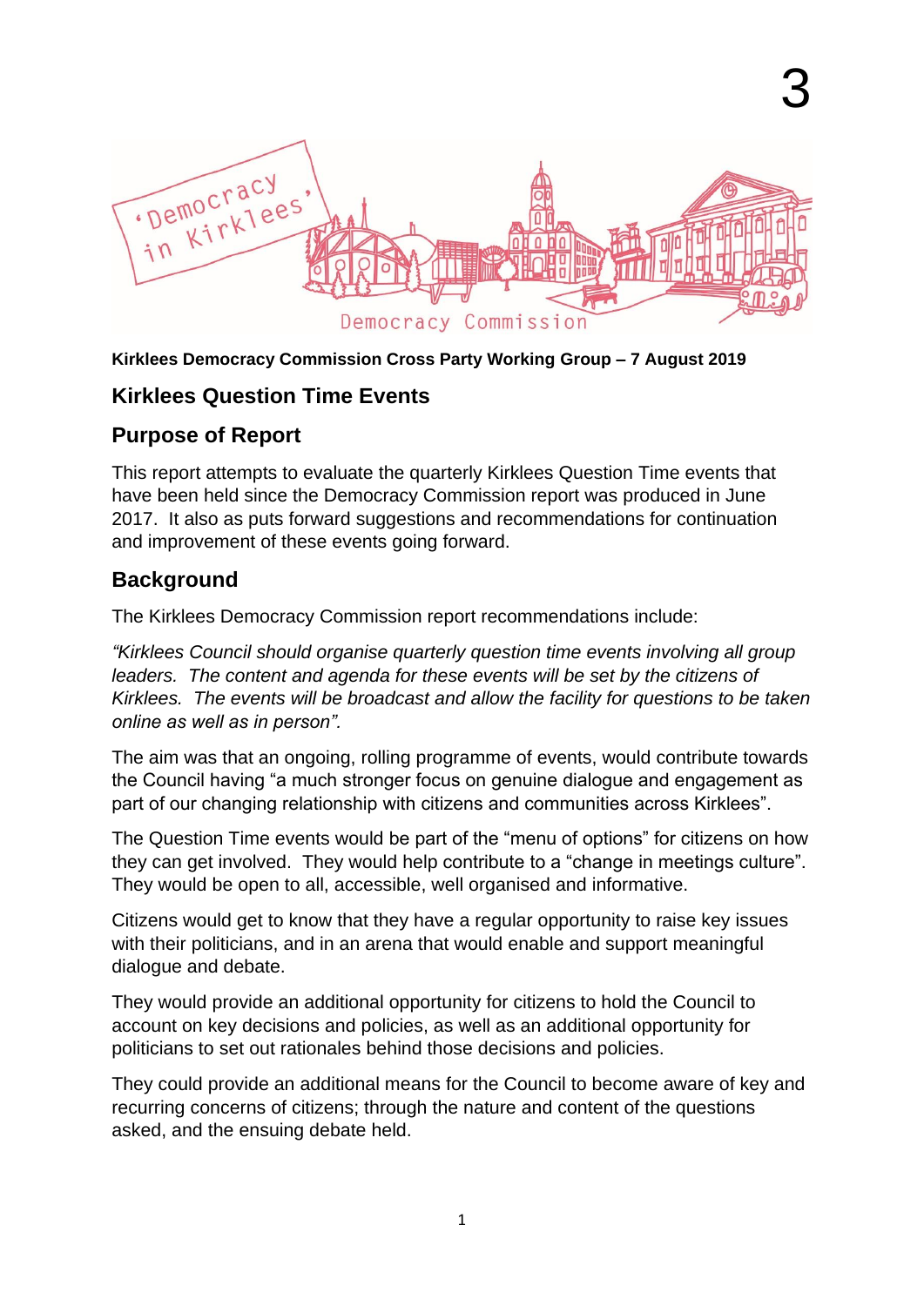3

**Kirklees Democracy Commission Cross Party Working Group – 7 August 2019**

## Kirklees Question Time Events

## Purpose of Report

This report attempts to evaluate the quarterly Kirklees Question Time events that have been held since the Democracy Commission report was produced in June 2017. It also as puts forward suggestions and recommendations for continuation and improvement of these events going forward.

## Background

The Kirklees Democracy Commission report recommendations include:

*"Kirklees Council should organise quarterly question time events involving all group leaders. The content and agenda for these events will be set by the citizens of Kirklees. The events will be broadcast and allow the facility for questions to be taken online as well as in person".*

The aim was that an ongoing, rolling programme of events, would contribute towards the Council having "a much stronger focus on genuine dialogue and engagement as part of our changing relationship with citizens and communities across Kirklees".

The Question Time events would be part of the "menu of options" for citizens on how they can get involved. They would help contribute to a "change in meetings culture". They would be open to all, accessible, well organised and informative.

Citizens would get to know that they have a regular opportunity to raise key issues with their politicians, and in an arena that would enable and support meaningful dialogue and debate.

They would provide an additional opportunity for citizens to hold the Council to account on key decisions and policies, as well as an additional opportunity for politicians to set out rationales behind those decisions and policies.

They could provide an additional means for the Council to become aware of key and recurring concerns of citizens; through the nature and content of the questions asked, and the ensuing debate held.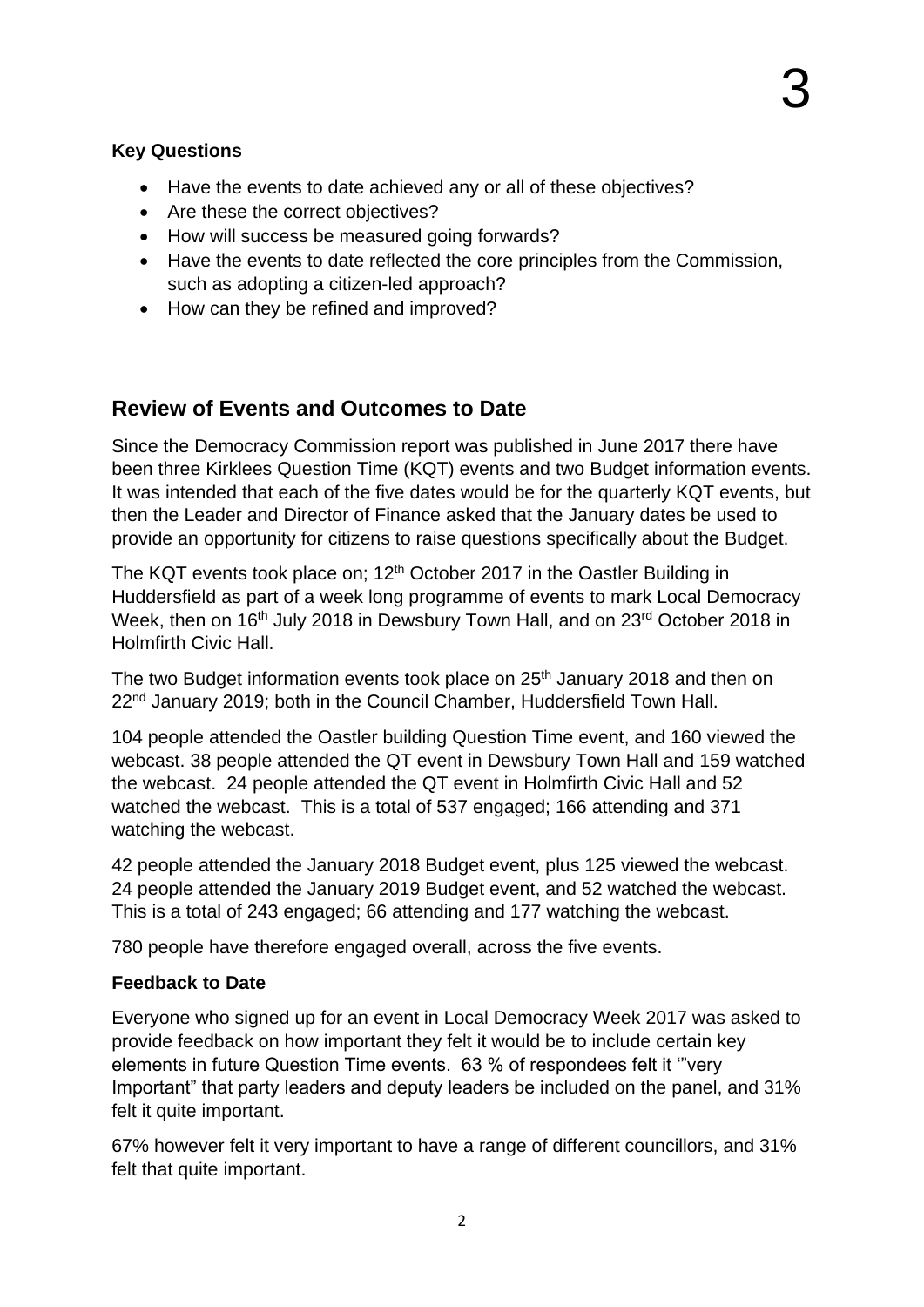**Key Questions**

- Have the events to date achieved any or all of these objectives?
- Are these the correct objectives?
- How will success be measured going forwards?
- Have the events to date reflected the core principles from the Commission, such as adopting a citizen-led approach?
- How can they be refined and improved?

## Review of Events and Outcomes to Date

Since the Democracy Commission report was published in June 2017 there have been three Kirklees Question Time (KQT) events and two Budget information events. It was intended that each of the five dates would be for the quarterly KQT events, but then the Leader and Director of Finance asked that the January dates be used to provide an opportunity for citizens to raise questions specifically about the Budget.

The KQT events took place on; 12th October 2017 in the Oastler Building in Huddersfield as part of a week long programme of events to mark Local Democracy Week, then on 16th July 2018 in Dewsbury Town Hall, and on 23rd October 2018 in Holmfirth Civic Hall.

The two Budget information events took place on 25th January 2018 and then on 22nd January 2019; both in the Council Chamber, Huddersfield Town Hall.

104 people attended the Oastler building Question Time event, and 160 viewed the webcast. 38 people attended the QT event in Dewsbury Town Hall and 159 watched the webcast. 24 people attended the QT event in Holmfirth Civic Hall and 52 watched the webcast. This is a total of 537 engaged; 166 attending and 371 watching the webcast.

42 people attended the January 2018 Budget event, plus 125 viewed the webcast. 24 people attended the January 2019 Budget event, and 52 watched the webcast. This is a total of 243 engaged; 66 attending and 177 watching the webcast.

780 people have therefore engaged overall, across the five events.

**Feedback to Date**

Everyone who signed up for an event in Local Democracy Week 2017 was asked to provide feedback on how important they felt it would be to include certain key elements in future Question Time events. 63 % of respondees felt it '"very Important" that party leaders and deputy leaders be included on the panel, and 31% felt it quite important.

67% however felt it very important to have a range of different councillors, and 31% felt that quite important.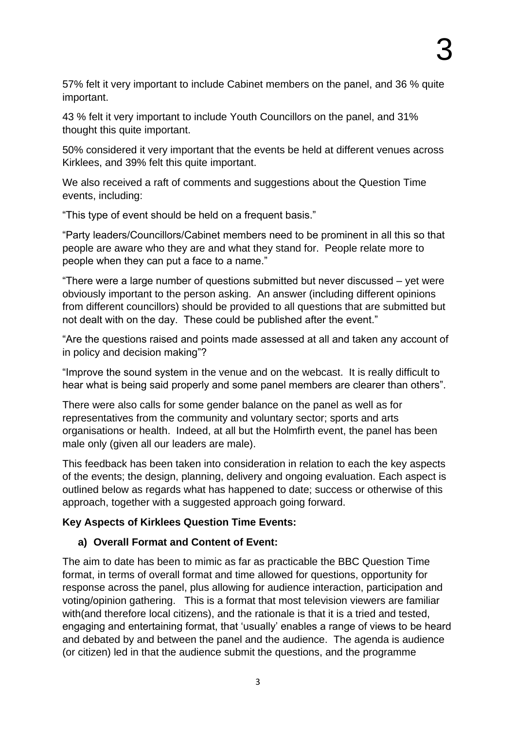57% felt it very important to include Cabinet members on the panel, and 36 % quite important.

43 % felt it very important to include Youth Councillors on the panel, and 31% thought this quite important.

50% considered it very important that the events be held at different venues across Kirklees, and 39% felt this quite important.

We also received a raft of comments and suggestions about the Question Time events, including:

"This type of event should be held on a frequent basis."

"Party leaders/Councillors/Cabinet members need to be prominent in all this so that people are aware who they are and what they stand for. People relate more to people when they can put a face to a name."

"There were a large number of questions submitted but never discussed – yet were obviously important to the person asking. An answer (including different opinions from different councillors) should be provided to all questions that are submitted but not dealt with on the day. These could be published after the event."

"Are the questions raised and points made assessed at all and taken any account of in policy and decision making"?

"Improve the sound system in the venue and on the webcast. It is really difficult to hear what is being said properly and some panel members are clearer than others".

There were also calls for some gender balance on the panel as well as for representatives from the community and voluntary sector; sports and arts organisations or health. Indeed, at all but the Holmfirth event, the panel has been male only (given all our leaders are male).

This feedback has been taken into consideration in relation to each the key aspects of the events; the design, planning, delivery and ongoing evaluation. Each aspect is outlined below as regards what has happened to date; success or otherwise of this approach, together with a suggested approach going forward.

**Key Aspects of Kirklees Question Time Events:**

**a) Overall Format and Content of Event:**

The aim to date has been to mimic as far as practicable the BBC Question Time format, in terms of overall format and time allowed for questions, opportunity for response across the panel, plus allowing for audience interaction, participation and voting/opinion gathering. This is a format that most television viewers are familiar with(and therefore local citizens), and the rationale is that it is a tried and tested, engaging and entertaining format, that 'usually' enables a range of views to be heard and debated by and between the panel and the audience. The agenda is audience (or citizen) led in that the audience submit the questions, and the programme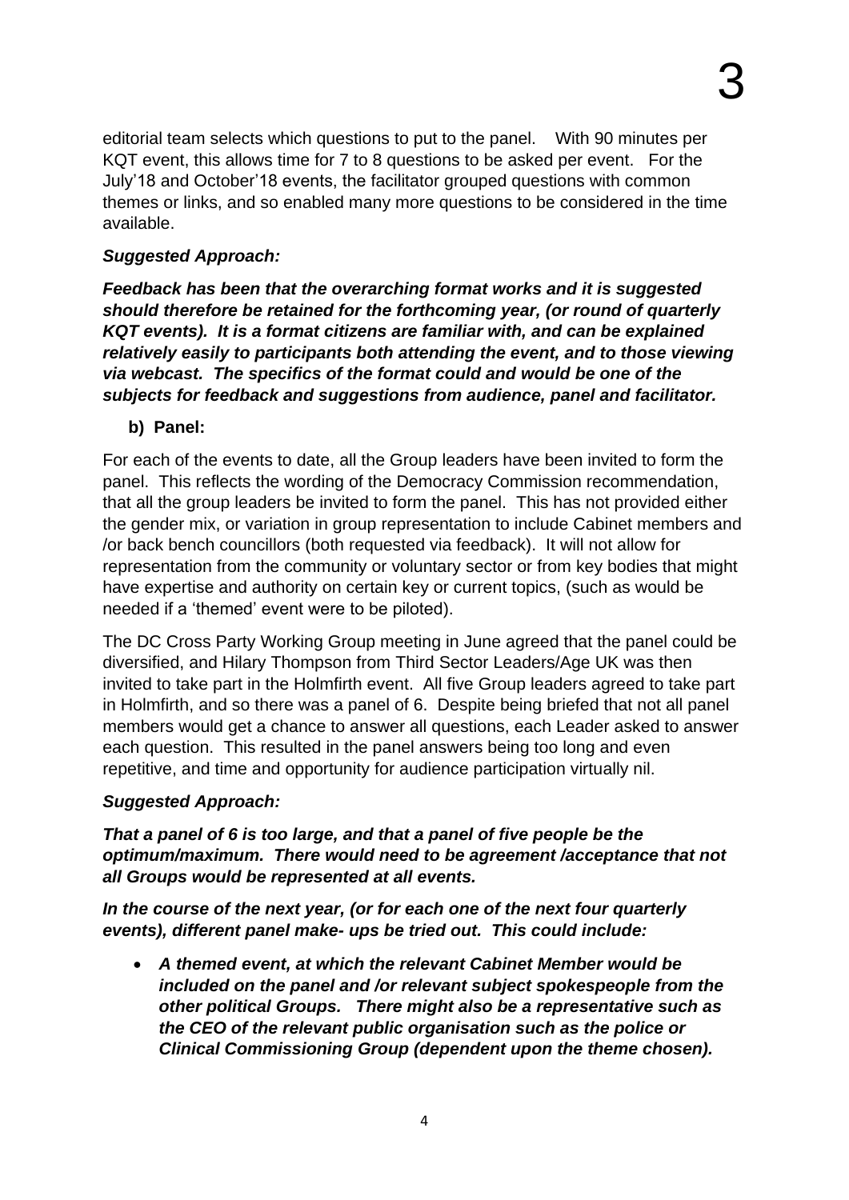editorial team selects which questions to put to the panel.  With 90 minutes per KQT event, this allows time for 7 to 8 questions to be asked per event.  For the July'18 and October'18 events, the facilitator grouped questions with common themes or links, and so enabled many more questions to be considered in the time available.

***Suggested Approach:***

***Feedback has been that the overarching format works and it is suggested should therefore be retained for the forthcoming year, (or round of quarterly KQT events).  It is a format citizens are familiar with, and can be explained relatively easily to participants both attending the event, and to those viewing via webcast.  The specifics of the format could and would be one of the subjects for feedback and suggestions from audience, panel and facilitator.***

**b) Panel:**

For each of the events to date, all the Group leaders have been invited to form the panel.  This reflects the wording of the Democracy Commission recommendation, that all the group leaders be invited to form the panel.  This has not provided either the gender mix, or variation in group representation to include Cabinet members and /or back bench councillors (both requested via feedback).  It will not allow for representation from the community or voluntary sector or from key bodies that might have expertise and authority on certain key or current topics, (such as would be needed if a 'themed' event were to be piloted).

The DC Cross Party Working Group meeting in June agreed that the panel could be diversified, and Hilary Thompson from Third Sector Leaders/Age UK was then invited to take part in the Holmfirth event.  All five Group leaders agreed to take part in Holmfirth, and so there was a panel of 6.  Despite being briefed that not all panel members would get a chance to answer all questions, each Leader asked to answer each question.  This resulted in the panel answers being too long and even repetitive, and time and opportunity for audience participation virtually nil.

***Suggested Approach:***

***That a panel of 6 is too large, and that a panel of five people be the optimum/maximum.  There would need to be agreement /acceptance that not all Groups would be represented at all events.***

***In the course of the next year, (or for each one of the next four quarterly events), different panel make- ups be tried out.  This could include:***

- ***A themed event, at which the relevant Cabinet Member would be included on the panel and /or relevant subject spokespeople from the other political Groups.  There might also be a representative such as the CEO of the relevant public organisation such as the police or Clinical Commissioning Group (dependent upon the theme chosen).***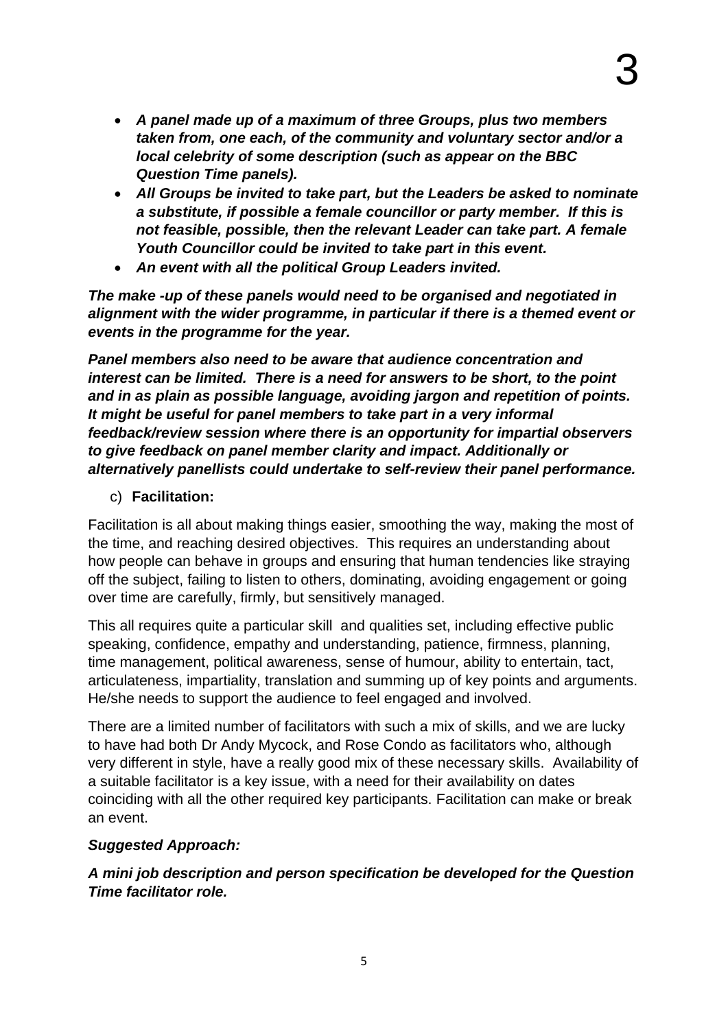- ***A panel made up of a maximum of three Groups, plus two members taken from, one each, of the community and voluntary sector and/or a local celebrity of some description (such as appear on the BBC Question Time panels).***
- ***All Groups be invited to take part, but the Leaders be asked to nominate a substitute, if possible a female councillor or party member. If this is not feasible, possible, then the relevant Leader can take part. A female Youth Councillor could be invited to take part in this event.***
- ***An event with all the political Group Leaders invited.***

***The make -up of these panels would need to be organised and negotiated in alignment with the wider programme, in particular if there is a themed event or events in the programme for the year.***

***Panel members also need to be aware that audience concentration and interest can be limited. There is a need for answers to be short, to the point and in as plain as possible language, avoiding jargon and repetition of points. It might be useful for panel members to take part in a very informal feedback/review session where there is an opportunity for impartial observers to give feedback on panel member clarity and impact. Additionally or alternatively panellists could undertake to self-review their panel performance.***

c) **Facilitation:**

Facilitation is all about making things easier, smoothing the way, making the most of the time, and reaching desired objectives. This requires an understanding about how people can behave in groups and ensuring that human tendencies like straying off the subject, failing to listen to others, dominating, avoiding engagement or going over time are carefully, firmly, but sensitively managed.

This all requires quite a particular skill and qualities set, including effective public speaking, confidence, empathy and understanding, patience, firmness, planning, time management, political awareness, sense of humour, ability to entertain, tact, articulateness, impartiality, translation and summing up of key points and arguments. He/she needs to support the audience to feel engaged and involved.

There are a limited number of facilitators with such a mix of skills, and we are lucky to have had both Dr Andy Mycock, and Rose Condo as facilitators who, although very different in style, have a really good mix of these necessary skills. Availability of a suitable facilitator is a key issue, with a need for their availability on dates coinciding with all the other required key participants. Facilitation can make or break an event.

***Suggested Approach:***

***A mini job description and person specification be developed for the Question Time facilitator role.***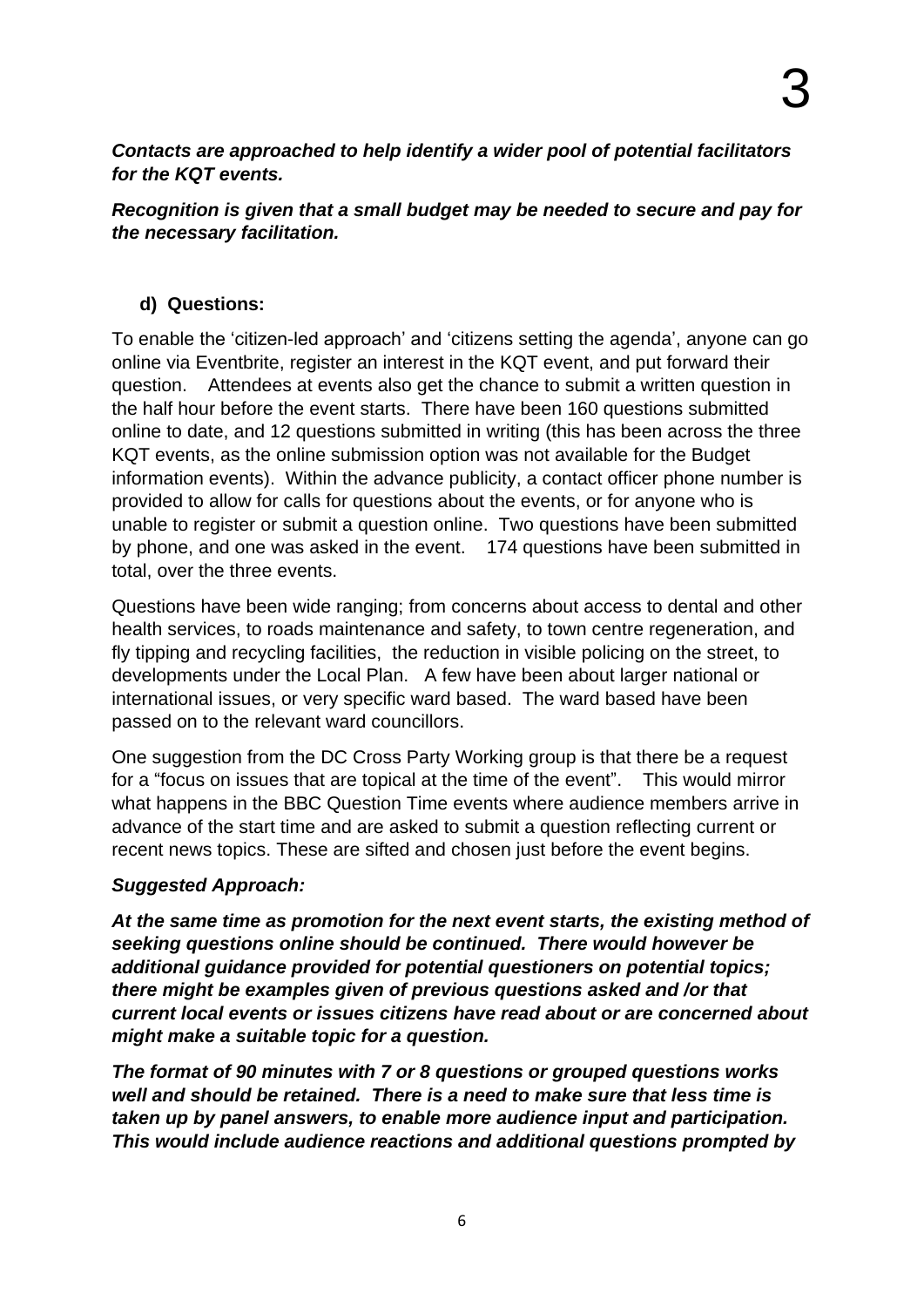***Contacts are approached to help identify a wider pool of potential facilitators for the KQT events.***

***Recognition is given that a small budget may be needed to secure and pay for the necessary facilitation.***

**d) Questions:**

To enable the 'citizen-led approach' and 'citizens setting the agenda', anyone can go online via Eventbrite, register an interest in the KQT event, and put forward their question. Attendees at events also get the chance to submit a written question in the half hour before the event starts. There have been 160 questions submitted online to date, and 12 questions submitted in writing (this has been across the three KQT events, as the online submission option was not available for the Budget information events). Within the advance publicity, a contact officer phone number is provided to allow for calls for questions about the events, or for anyone who is unable to register or submit a question online. Two questions have been submitted by phone, and one was asked in the event. 174 questions have been submitted in total, over the three events.

Questions have been wide ranging; from concerns about access to dental and other health services, to roads maintenance and safety, to town centre regeneration, and fly tipping and recycling facilities, the reduction in visible policing on the street, to developments under the Local Plan. A few have been about larger national or international issues, or very specific ward based. The ward based have been passed on to the relevant ward councillors.

One suggestion from the DC Cross Party Working group is that there be a request for a "focus on issues that are topical at the time of the event". This would mirror what happens in the BBC Question Time events where audience members arrive in advance of the start time and are asked to submit a question reflecting current or recent news topics. These are sifted and chosen just before the event begins.

***Suggested Approach:***

***At the same time as promotion for the next event starts, the existing method of seeking questions online should be continued. There would however be additional guidance provided for potential questioners on potential topics; there might be examples given of previous questions asked and /or that current local events or issues citizens have read about or are concerned about might make a suitable topic for a question.***

***The format of 90 minutes with 7 or 8 questions or grouped questions works well and should be retained. There is a need to make sure that less time is taken up by panel answers, to enable more audience input and participation. This would include audience reactions and additional questions prompted by***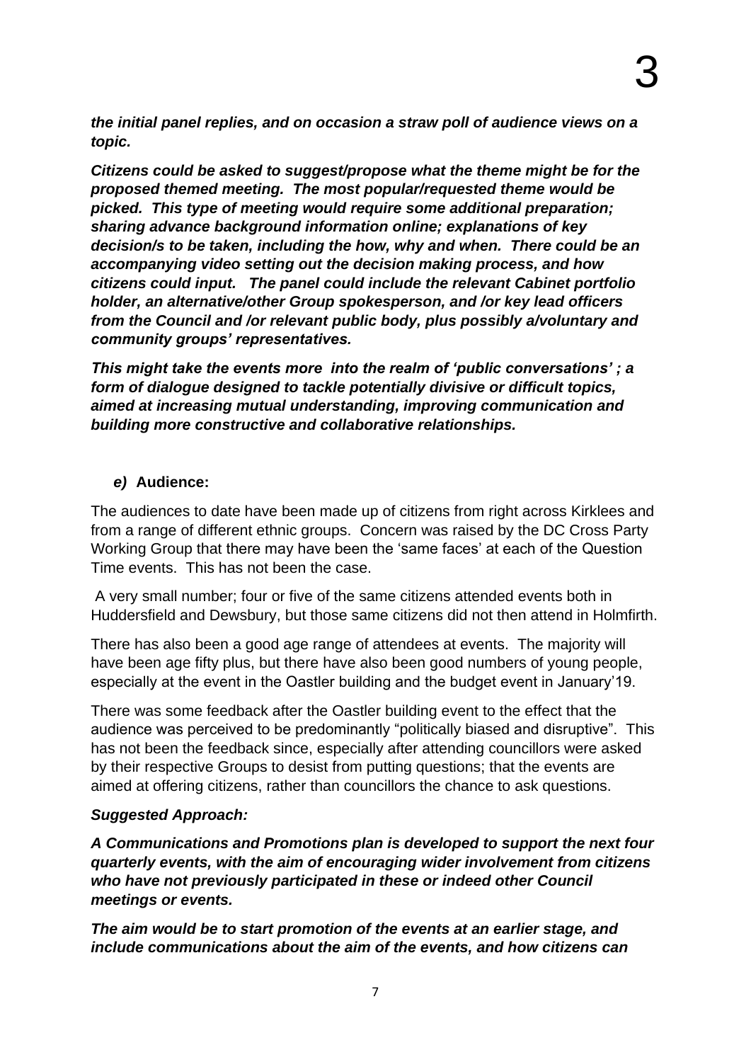***the initial panel replies, and on occasion a straw poll of audience views on a topic.***

***Citizens could be asked to suggest/propose what the theme might be for the proposed themed meeting. The most popular/requested theme would be picked. This type of meeting would require some additional preparation; sharing advance background information online; explanations of key decision/s to be taken, including the how, why and when. There could be an accompanying video setting out the decision making process, and how citizens could input. The panel could include the relevant Cabinet portfolio holder, an alternative/other Group spokesperson, and /or key lead officers from the Council and /or relevant public body, plus possibly a/voluntary and community groups' representatives.***

***This might take the events more into the realm of 'public conversations' ; a form of dialogue designed to tackle potentially divisive or difficult topics, aimed at increasing mutual understanding, improving communication and building more constructive and collaborative relationships.***

***e)* Audience:**

The audiences to date have been made up of citizens from right across Kirklees and from a range of different ethnic groups. Concern was raised by the DC Cross Party Working Group that there may have been the 'same faces' at each of the Question Time events. This has not been the case.

A very small number; four or five of the same citizens attended events both in Huddersfield and Dewsbury, but those same citizens did not then attend in Holmfirth.

There has also been a good age range of attendees at events. The majority will have been age fifty plus, but there have also been good numbers of young people, especially at the event in the Oastler building and the budget event in January'19.

There was some feedback after the Oastler building event to the effect that the audience was perceived to be predominantly "politically biased and disruptive". This has not been the feedback since, especially after attending councillors were asked by their respective Groups to desist from putting questions; that the events are aimed at offering citizens, rather than councillors the chance to ask questions.

***Suggested Approach:***

***A Communications and Promotions plan is developed to support the next four quarterly events, with the aim of encouraging wider involvement from citizens who have not previously participated in these or indeed other Council meetings or events.***

***The aim would be to start promotion of the events at an earlier stage, and include communications about the aim of the events, and how citizens can***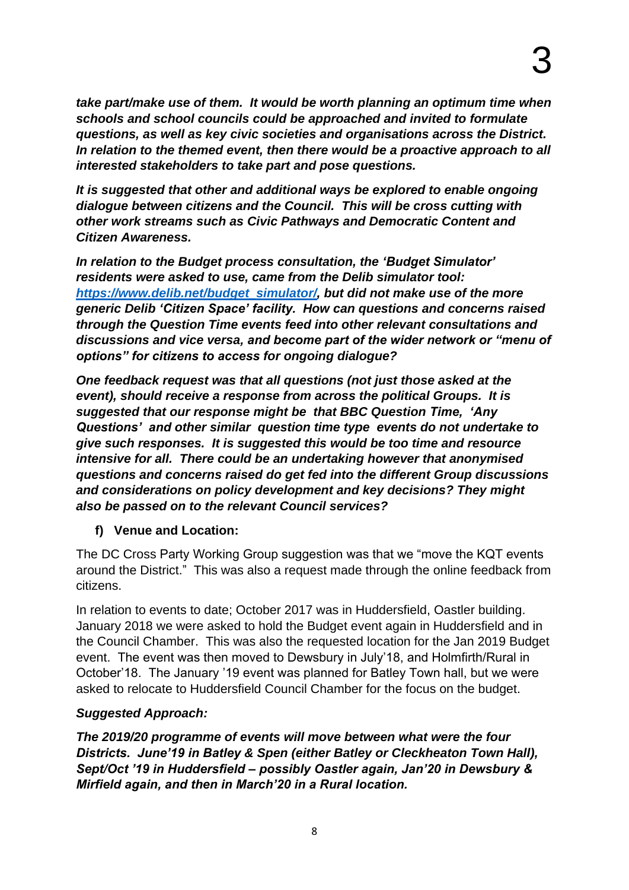***take part/make use of them. It would be worth planning an optimum time when schools and school councils could be approached and invited to formulate questions, as well as key civic societies and organisations across the District. In relation to the themed event, then there would be a proactive approach to all interested stakeholders to take part and pose questions.***

***It is suggested that other and additional ways be explored to enable ongoing dialogue between citizens and the Council. This will be cross cutting with other work streams such as Civic Pathways and Democratic Content and Citizen Awareness.***

***In relation to the Budget process consultation, the 'Budget Simulator' residents were asked to use, came from the Delib simulator tool: [https://www.delib.net/budget_simulator/](https://www.delib.net/budget_simulator/), but did not make use of the more generic Delib 'Citizen Space' facility. How can questions and concerns raised through the Question Time events feed into other relevant consultations and discussions and vice versa, and become part of the wider network or "menu of options" for citizens to access for ongoing dialogue?***

***One feedback request was that all questions (not just those asked at the event), should receive a response from across the political Groups. It is suggested that our response might be that BBC Question Time, 'Any Questions' and other similar question time type events do not undertake to give such responses. It is suggested this would be too time and resource intensive for all. There could be an undertaking however that anonymised questions and concerns raised do get fed into the different Group discussions and considerations on policy development and key decisions? They might also be passed on to the relevant Council services?***

**f) Venue and Location:**

The DC Cross Party Working Group suggestion was that we "move the KQT events around the District." This was also a request made through the online feedback from citizens.

In relation to events to date; October 2017 was in Huddersfield, Oastler building. January 2018 we were asked to hold the Budget event again in Huddersfield and in the Council Chamber. This was also the requested location for the Jan 2019 Budget event. The event was then moved to Dewsbury in July'18, and Holmfirth/Rural in October'18. The January '19 event was planned for Batley Town hall, but we were asked to relocate to Huddersfield Council Chamber for the focus on the budget.

***Suggested Approach:***

***The 2019/20 programme of events will move between what were the four Districts. June'19 in Batley & Spen (either Batley or Cleckheaton Town Hall), Sept/Oct '19 in Huddersfield – possibly Oastler again, Jan'20 in Dewsbury & Mirfield again, and then in March'20 in a Rural location.***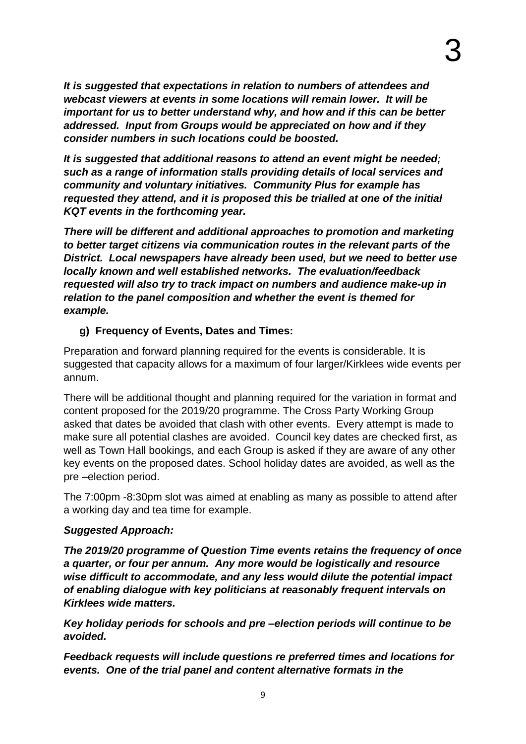***It is suggested that expectations in relation to numbers of attendees and webcast viewers at events in some locations will remain lower. It will be important for us to better understand why, and how and if this can be better addressed. Input from Groups would be appreciated on how and if they consider numbers in such locations could be boosted.***

***It is suggested that additional reasons to attend an event might be needed; such as a range of information stalls providing details of local services and community and voluntary initiatives. Community Plus for example has requested they attend, and it is proposed this be trialled at one of the initial KQT events in the forthcoming year.***

***There will be different and additional approaches to promotion and marketing to better target citizens via communication routes in the relevant parts of the District. Local newspapers have already been used, but we need to better use locally known and well established networks. The evaluation/feedback requested will also try to track impact on numbers and audience make-up in relation to the panel composition and whether the event is themed for example.***

**g) Frequency of Events, Dates and Times:**

Preparation and forward planning required for the events is considerable. It is suggested that capacity allows for a maximum of four larger/Kirklees wide events per annum.

There will be additional thought and planning required for the variation in format and content proposed for the 2019/20 programme. The Cross Party Working Group asked that dates be avoided that clash with other events. Every attempt is made to make sure all potential clashes are avoided. Council key dates are checked first, as well as Town Hall bookings, and each Group is asked if they are aware of any other key events on the proposed dates. School holiday dates are avoided, as well as the pre –election period.

The 7:00pm -8:30pm slot was aimed at enabling as many as possible to attend after a working day and tea time for example.

***Suggested Approach:***

***The 2019/20 programme of Question Time events retains the frequency of once a quarter, or four per annum. Any more would be logistically and resource wise difficult to accommodate, and any less would dilute the potential impact of enabling dialogue with key politicians at reasonably frequent intervals on Kirklees wide matters.***

***Key holiday periods for schools and pre –election periods will continue to be avoided.***

***Feedback requests will include questions re preferred times and locations for events. One of the trial panel and content alternative formats in the***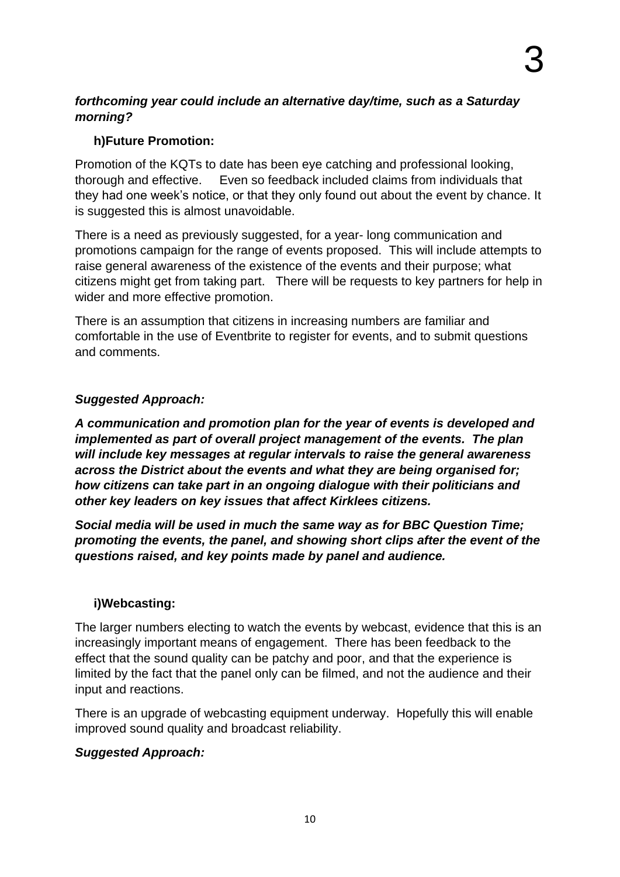***forthcoming year could include an alternative day/time, such as a Saturday morning?***

### h)Future Promotion:

Promotion of the KQTs to date has been eye catching and professional looking, thorough and effective. Even so feedback included claims from individuals that they had one week's notice, or that they only found out about the event by chance. It is suggested this is almost unavoidable.

There is a need as previously suggested, for a year- long communication and promotions campaign for the range of events proposed. This will include attempts to raise general awareness of the existence of the events and their purpose; what citizens might get from taking part. There will be requests to key partners for help in wider and more effective promotion.

There is an assumption that citizens in increasing numbers are familiar and comfortable in the use of Eventbrite to register for events, and to submit questions and comments.

***Suggested Approach:***

***A communication and promotion plan for the year of events is developed and implemented as part of overall project management of the events. The plan will include key messages at regular intervals to raise the general awareness across the District about the events and what they are being organised for; how citizens can take part in an ongoing dialogue with their politicians and other key leaders on key issues that affect Kirklees citizens.***

***Social media will be used in much the same way as for BBC Question Time; promoting the events, the panel, and showing short clips after the event of the questions raised, and key points made by panel and audience.***

### i)Webcasting:

The larger numbers electing to watch the events by webcast, evidence that this is an increasingly important means of engagement. There has been feedback to the effect that the sound quality can be patchy and poor, and that the experience is limited by the fact that the panel only can be filmed, and not the audience and their input and reactions.

There is an upgrade of webcasting equipment underway. Hopefully this will enable improved sound quality and broadcast reliability.

***Suggested Approach:***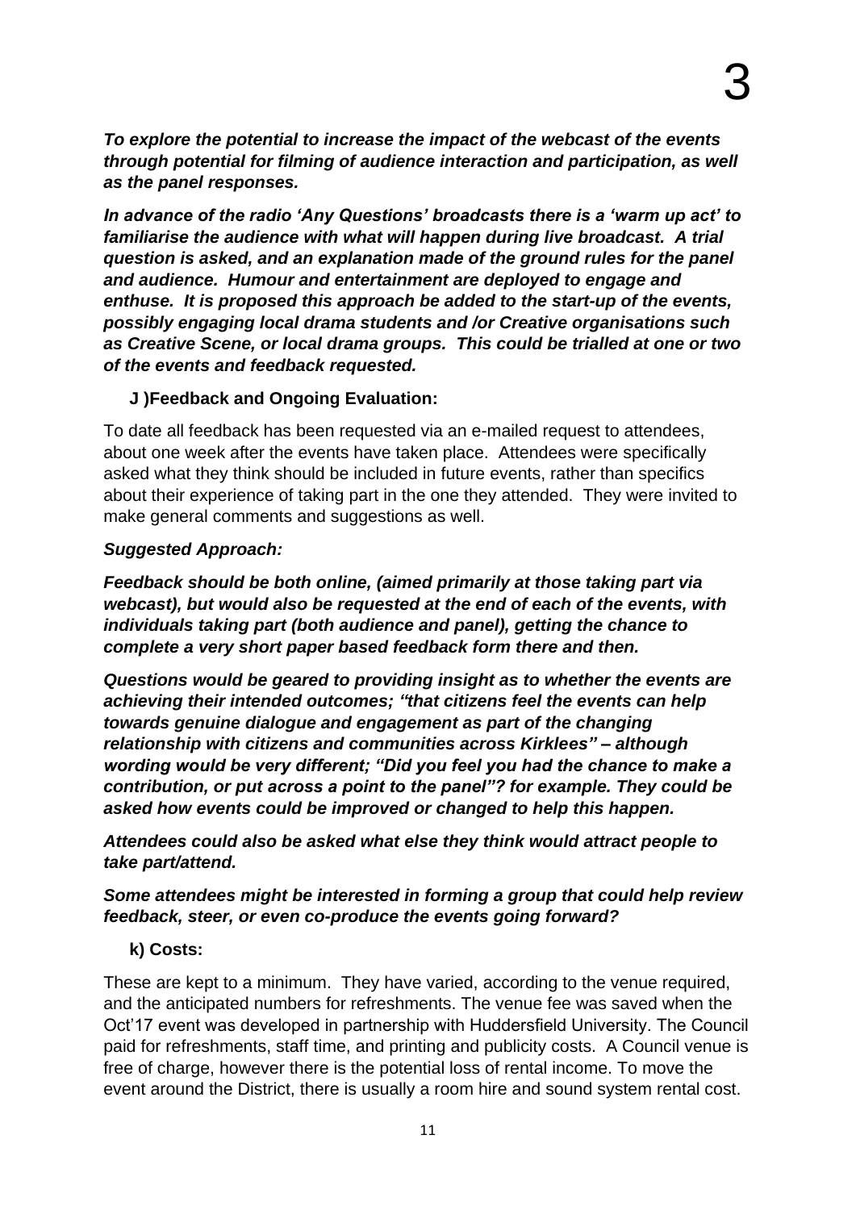***To explore the potential to increase the impact of the webcast of the events through potential for filming of audience interaction and participation, as well as the panel responses.***

***In advance of the radio 'Any Questions' broadcasts there is a 'warm up act' to familiarise the audience with what will happen during live broadcast. A trial question is asked, and an explanation made of the ground rules for the panel and audience. Humour and entertainment are deployed to engage and enthuse. It is proposed this approach be added to the start-up of the events, possibly engaging local drama students and /or Creative organisations such as Creative Scene, or local drama groups. This could be trialled at one or two of the events and feedback requested.***

**J )Feedback and Ongoing Evaluation:**

To date all feedback has been requested via an e-mailed request to attendees, about one week after the events have taken place. Attendees were specifically asked what they think should be included in future events, rather than specifics about their experience of taking part in the one they attended. They were invited to make general comments and suggestions as well.

***Suggested Approach:***

***Feedback should be both online, (aimed primarily at those taking part via webcast), but would also be requested at the end of each of the events, with individuals taking part (both audience and panel), getting the chance to complete a very short paper based feedback form there and then.***

***Questions would be geared to providing insight as to whether the events are achieving their intended outcomes; "that citizens feel the events can help towards genuine dialogue and engagement as part of the changing relationship with citizens and communities across Kirklees" – although wording would be very different; "Did you feel you had the chance to make a contribution, or put across a point to the panel"? for example. They could be asked how events could be improved or changed to help this happen.***

***Attendees could also be asked what else they think would attract people to take part/attend.***

***Some attendees might be interested in forming a group that could help review feedback, steer, or even co-produce the events going forward?***

**k) Costs:**

These are kept to a minimum. They have varied, according to the venue required, and the anticipated numbers for refreshments. The venue fee was saved when the Oct'17 event was developed in partnership with Huddersfield University. The Council paid for refreshments, staff time, and printing and publicity costs. A Council venue is free of charge, however there is the potential loss of rental income. To move the event around the District, there is usually a room hire and sound system rental cost.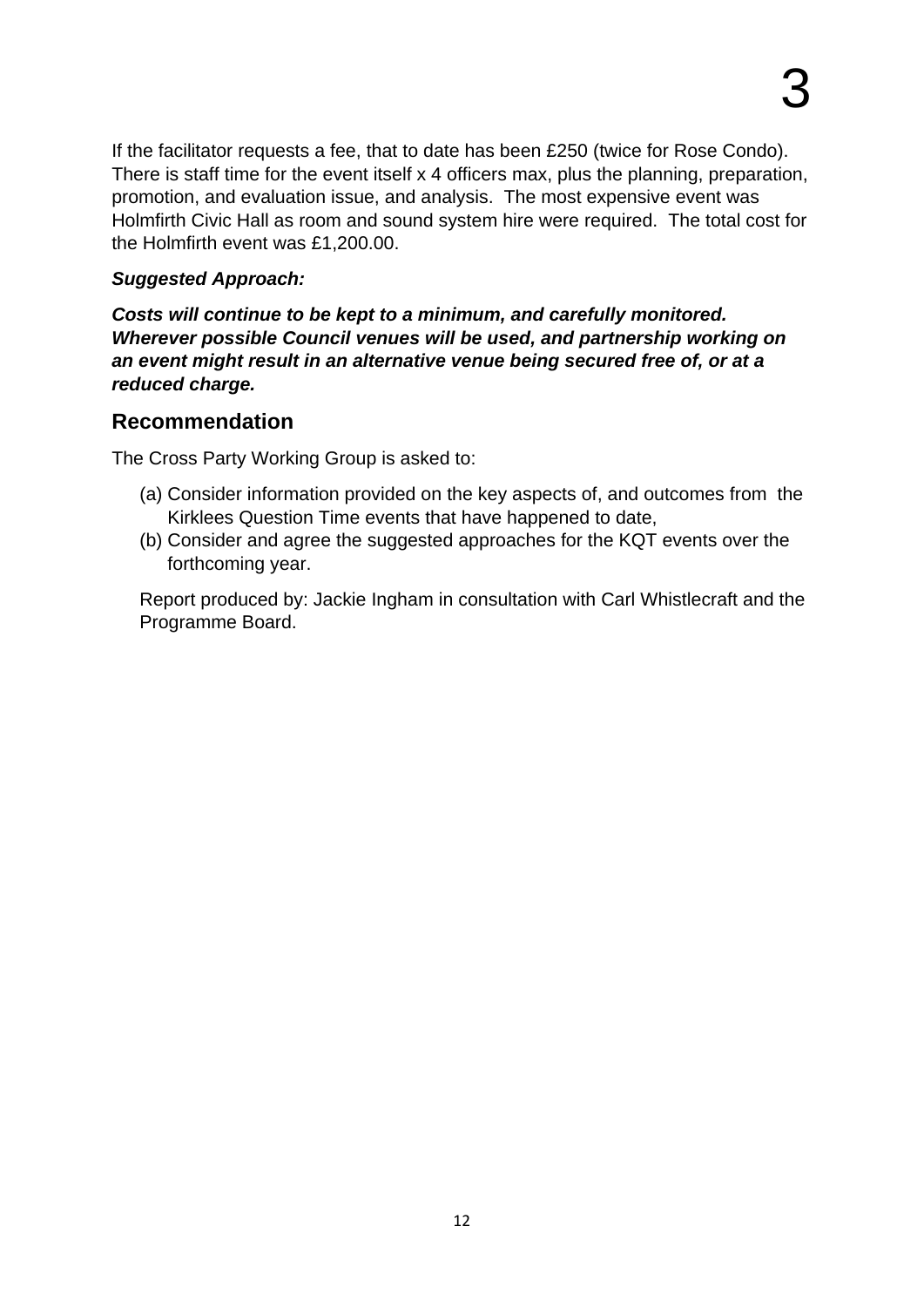If the facilitator requests a fee, that to date has been £250 (twice for Rose Condo). There is staff time for the event itself x 4 officers max, plus the planning, preparation, promotion, and evaluation issue, and analysis. The most expensive event was Holmfirth Civic Hall as room and sound system hire were required. The total cost for the Holmfirth event was £1,200.00.

***Suggested Approach:***

***Costs will continue to be kept to a minimum, and carefully monitored. Wherever possible Council venues will be used, and partnership working on an event might result in an alternative venue being secured free of, or at a reduced charge.***

## Recommendation

The Cross Party Working Group is asked to:

(a) Consider information provided on the key aspects of, and outcomes from the Kirklees Question Time events that have happened to date,
(b) Consider and agree the suggested approaches for the KQT events over the forthcoming year.

Report produced by: Jackie Ingham in consultation with Carl Whistlecraft and the Programme Board.